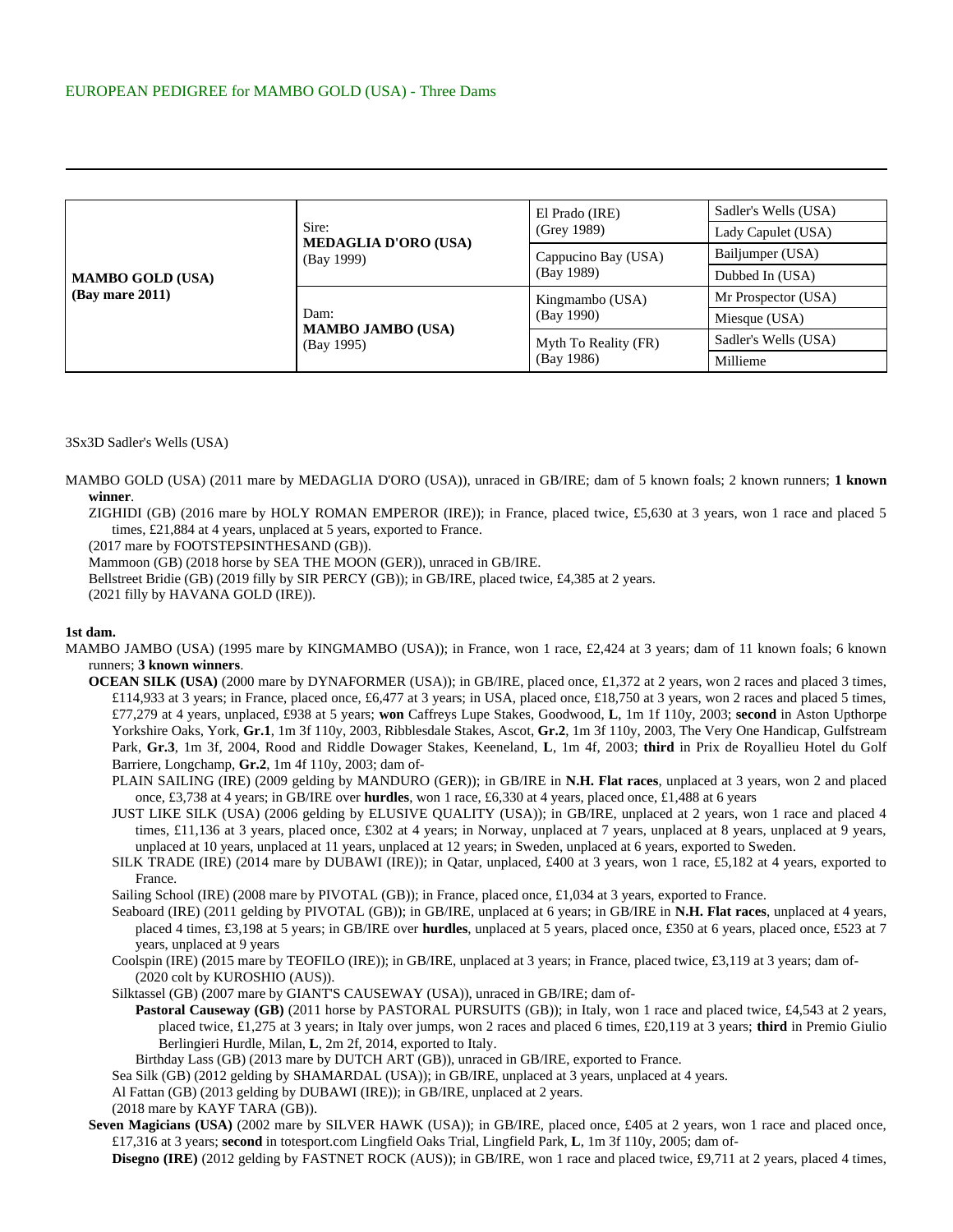EUROPEAN PEDIGREE for MAMBO GOLD (USA) - Three Dams

---

| | | | |
|---|---|---|---|
| **MAMBO GOLD (USA)** **(Bay mare 2011)** | Sire: **MEDAGLIA D'ORO (USA)** (Bay 1999) | El Prado (IRE) (Grey 1989) | Sadler's Wells (USA) |
| | | | Lady Capulet (USA) |
| | | Cappucino Bay (USA) (Bay 1989) | Bailjumper (USA) |
| | | | Dubbed In (USA) |
| | Dam: **MAMBO JAMBO (USA)** (Bay 1995) | Kingmambo (USA) (Bay 1990) | Mr Prospector (USA) |
| | | | Miesque (USA) |
| | | Myth To Reality (FR) (Bay 1986) | Sadler's Wells (USA) |
| | | | Millieme |

3Sx3D Sadler's Wells (USA)

MAMBO GOLD (USA) (2011 mare by MEDAGLIA D'ORO (USA)), unraced in GB/IRE; dam of 5 known foals; 2 known runners; **1 known winner**.

ZIGHIDI (GB) (2016 mare by HOLY ROMAN EMPEROR (IRE)); in France, placed twice, £5,630 at 3 years, won 1 race and placed 5 times, £21,884 at 4 years, unplaced at 5 years, exported to France.

(2017 mare by FOOTSTEPSINTHESAND (GB)).

Mammoon (GB) (2018 horse by SEA THE MOON (GER)), unraced in GB/IRE.

Bellstreet Bridie (GB) (2019 filly by SIR PERCY (GB)); in GB/IRE, placed twice, £4,385 at 2 years.

(2021 filly by HAVANA GOLD (IRE)).

**1st dam.**

MAMBO JAMBO (USA) (1995 mare by KINGMAMBO (USA)); in France, won 1 race, £2,424 at 3 years; dam of 11 known foals; 6 known runners; **3 known winners**.

**OCEAN SILK (USA)** (2000 mare by DYNAFORMER (USA)); in GB/IRE, placed once, £1,372 at 2 years, won 2 races and placed 3 times, £114,933 at 3 years; in France, placed once, £6,477 at 3 years; in USA, placed once, £18,750 at 3 years, won 2 races and placed 5 times, £77,279 at 4 years, unplaced, £938 at 5 years; **won** Caffreys Lupe Stakes, Goodwood, **L**, 1m 1f 110y, 2003; **second** in Aston Upthorpe Yorkshire Oaks, York, **Gr.1**, 1m 3f 110y, 2003, Ribblesdale Stakes, Ascot, **Gr.2**, 1m 3f 110y, 2003, The Very One Handicap, Gulfstream Park, **Gr.3**, 1m 3f, 2004, Rood and Riddle Dowager Stakes, Keeneland, **L**, 1m 4f, 2003; **third** in Prix de Royallieu Hotel du Golf Barriere, Longchamp, **Gr.2**, 1m 4f 110y, 2003; dam of-

PLAIN SAILING (IRE) (2009 gelding by MANDURO (GER)); in GB/IRE in **N.H. Flat races**, unplaced at 3 years, won 2 and placed once, £3,738 at 4 years; in GB/IRE over **hurdles**, won 1 race, £6,330 at 4 years, placed once, £1,488 at 6 years

JUST LIKE SILK (USA) (2006 gelding by ELUSIVE QUALITY (USA)); in GB/IRE, unplaced at 2 years, won 1 race and placed 4 times, £11,136 at 3 years, placed once, £302 at 4 years; in Norway, unplaced at 7 years, unplaced at 8 years, unplaced at 9 years, unplaced at 10 years, unplaced at 11 years, unplaced at 12 years; in Sweden, unplaced at 6 years, exported to Sweden.

SILK TRADE (IRE) (2014 mare by DUBAWI (IRE)); in Qatar, unplaced, £400 at 3 years, won 1 race, £5,182 at 4 years, exported to France.

Sailing School (IRE) (2008 mare by PIVOTAL (GB)); in France, placed once, £1,034 at 3 years, exported to France.

Seaboard (IRE) (2011 gelding by PIVOTAL (GB)); in GB/IRE, unplaced at 6 years; in GB/IRE in **N.H. Flat races**, unplaced at 4 years, placed 4 times, £3,198 at 5 years; in GB/IRE over **hurdles**, unplaced at 5 years, placed once, £350 at 6 years, placed once, £523 at 7 years, unplaced at 9 years

Coolspin (IRE) (2015 mare by TEOFILO (IRE)); in GB/IRE, unplaced at 3 years; in France, placed twice, £3,119 at 3 years; dam of- (2020 colt by KUROSHIO (AUS)).

Silktassel (GB) (2007 mare by GIANT'S CAUSEWAY (USA)), unraced in GB/IRE; dam of-

**Pastoral Causeway (GB)** (2011 horse by PASTORAL PURSUITS (GB)); in Italy, won 1 race and placed twice, £4,543 at 2 years, placed twice, £1,275 at 3 years; in Italy over jumps, won 2 races and placed 6 times, £20,119 at 3 years; **third** in Premio Giulio Berlingieri Hurdle, Milan, **L**, 2m 2f, 2014, exported to Italy.

Birthday Lass (GB) (2013 mare by DUTCH ART (GB)), unraced in GB/IRE, exported to France.

Sea Silk (GB) (2012 gelding by SHAMARDAL (USA)); in GB/IRE, unplaced at 3 years, unplaced at 4 years.

Al Fattan (GB) (2013 gelding by DUBAWI (IRE)); in GB/IRE, unplaced at 2 years.

(2018 mare by KAYF TARA (GB)).

**Seven Magicians (USA)** (2002 mare by SILVER HAWK (USA)); in GB/IRE, placed once, £405 at 2 years, won 1 race and placed once, £17,316 at 3 years; **second** in totesport.com Lingfield Oaks Trial, Lingfield Park, **L**, 1m 3f 110y, 2005; dam of-

**Disegno (IRE)** (2012 gelding by FASTNET ROCK (AUS)); in GB/IRE, won 1 race and placed twice, £9,711 at 2 years, placed 4 times,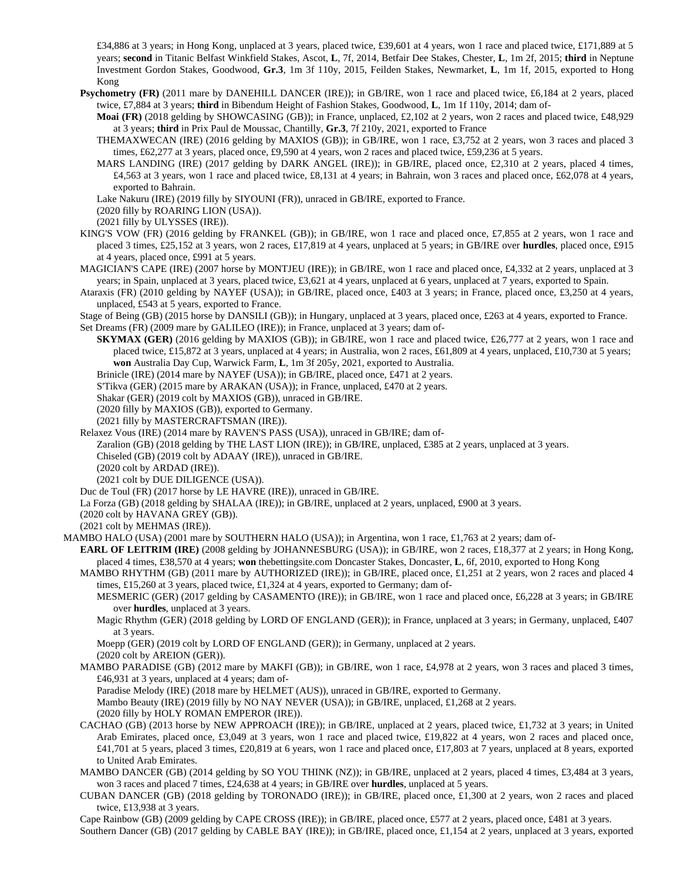£34,886 at 3 years; in Hong Kong, unplaced at 3 years, placed twice, £39,601 at 4 years, won 1 race and placed twice, £171,889 at 5 years; **second** in Titanic Belfast Winkfield Stakes, Ascot, **L**, 7f, 2014, Betfair Dee Stakes, Chester, **L**, 1m 2f, 2015; **third** in Neptune Investment Gordon Stakes, Goodwood, **Gr.3**, 1m 3f 110y, 2015, Feilden Stakes, Newmarket, **L**, 1m 1f, 2015, exported to Hong Kong

**Psychometry (FR)** (2011 mare by DANEHILL DANCER (IRE)); in GB/IRE, won 1 race and placed twice, £6,184 at 2 years, placed twice, £7,884 at 3 years; **third** in Bibendum Height of Fashion Stakes, Goodwood, **L**, 1m 1f 110y, 2014; dam of-

**Moai (FR)** (2018 gelding by SHOWCASING (GB)); in France, unplaced, £2,102 at 2 years, won 2 races and placed twice, £48,929 at 3 years; **third** in Prix Paul de Moussac, Chantilly, **Gr.3**, 7f 210y, 2021, exported to France

THEMAXWECAN (IRE) (2016 gelding by MAXIOS (GB)); in GB/IRE, won 1 race, £3,752 at 2 years, won 3 races and placed 3 times, £62,277 at 3 years, placed once, £9,590 at 4 years, won 2 races and placed twice, £59,236 at 5 years.

MARS LANDING (IRE) (2017 gelding by DARK ANGEL (IRE)); in GB/IRE, placed once, £2,310 at 2 years, placed 4 times, £4,563 at 3 years, won 1 race and placed twice, £8,131 at 4 years; in Bahrain, won 3 races and placed once, £62,078 at 4 years, exported to Bahrain.

Lake Nakuru (IRE) (2019 filly by SIYOUNI (FR)), unraced in GB/IRE, exported to France.

(2020 filly by ROARING LION (USA)).

(2021 filly by ULYSSES (IRE)).

KING'S VOW (FR) (2016 gelding by FRANKEL (GB)); in GB/IRE, won 1 race and placed once, £7,855 at 2 years, won 1 race and placed 3 times, £25,152 at 3 years, won 2 races, £17,819 at 4 years, unplaced at 5 years; in GB/IRE over **hurdles**, placed once, £915 at 4 years, placed once, £991 at 5 years.

MAGICIAN'S CAPE (IRE) (2007 horse by MONTJEU (IRE)); in GB/IRE, won 1 race and placed once, £4,332 at 2 years, unplaced at 3 years; in Spain, unplaced at 3 years, placed twice, £3,621 at 4 years, unplaced at 6 years, unplaced at 7 years, exported to Spain.

Ataraxis (FR) (2010 gelding by NAYEF (USA)); in GB/IRE, placed once, £403 at 3 years; in France, placed once, £3,250 at 4 years, unplaced, £543 at 5 years, exported to France.

Stage of Being (GB) (2015 horse by DANSILI (GB)); in Hungary, unplaced at 3 years, placed once, £263 at 4 years, exported to France.

Set Dreams (FR) (2009 mare by GALILEO (IRE)); in France, unplaced at 3 years; dam of-

**SKYMAX (GER)** (2016 gelding by MAXIOS (GB)); in GB/IRE, won 1 race and placed twice, £26,777 at 2 years, won 1 race and placed twice, £15,872 at 3 years, unplaced at 4 years; in Australia, won 2 races, £61,809 at 4 years, unplaced, £10,730 at 5 years; **won** Australia Day Cup, Warwick Farm, **L**, 1m 3f 205y, 2021, exported to Australia.

Brinicle (IRE) (2014 mare by NAYEF (USA)); in GB/IRE, placed once, £471 at 2 years.

S'Tikva (GER) (2015 mare by ARAKAN (USA)); in France, unplaced, £470 at 2 years.

Shakar (GER) (2019 colt by MAXIOS (GB)), unraced in GB/IRE.

(2020 filly by MAXIOS (GB)), exported to Germany.

(2021 filly by MASTERCRAFTSMAN (IRE)).

Relaxez Vous (IRE) (2014 mare by RAVEN'S PASS (USA)), unraced in GB/IRE; dam of-

Zaralion (GB) (2018 gelding by THE LAST LION (IRE)); in GB/IRE, unplaced, £385 at 2 years, unplaced at 3 years.

Chiseled (GB) (2019 colt by ADAAY (IRE)), unraced in GB/IRE.

(2020 colt by ARDAD (IRE)).

(2021 colt by DUE DILIGENCE (USA)).

Duc de Toul (FR) (2017 horse by LE HAVRE (IRE)), unraced in GB/IRE.

La Forza (GB) (2018 gelding by SHALAA (IRE)); in GB/IRE, unplaced at 2 years, unplaced, £900 at 3 years.

(2020 colt by HAVANA GREY (GB)).

(2021 colt by MEHMAS (IRE)).

MAMBO HALO (USA) (2001 mare by SOUTHERN HALO (USA)); in Argentina, won 1 race, £1,763 at 2 years; dam of-

**EARL OF LEITRIM (IRE)** (2008 gelding by JOHANNESBURG (USA)); in GB/IRE, won 2 races, £18,377 at 2 years; in Hong Kong, placed 4 times, £38,570 at 4 years; **won** thebettingsite.com Doncaster Stakes, Doncaster, **L**, 6f, 2010, exported to Hong Kong

MAMBO RHYTHM (GB) (2011 mare by AUTHORIZED (IRE)); in GB/IRE, placed once, £1,251 at 2 years, won 2 races and placed 4 times, £15,260 at 3 years, placed twice, £1,324 at 4 years, exported to Germany; dam of-

MESMERIC (GER) (2017 gelding by CASAMENTO (IRE)); in GB/IRE, won 1 race and placed once, £6,228 at 3 years; in GB/IRE over **hurdles**, unplaced at 3 years.

Magic Rhythm (GER) (2018 gelding by LORD OF ENGLAND (GER)); in France, unplaced at 3 years; in Germany, unplaced, £407 at 3 years.

Moepp (GER) (2019 colt by LORD OF ENGLAND (GER)); in Germany, unplaced at 2 years.

(2020 colt by AREION (GER)).

MAMBO PARADISE (GB) (2012 mare by MAKFI (GB)); in GB/IRE, won 1 race, £4,978 at 2 years, won 3 races and placed 3 times, £46,931 at 3 years, unplaced at 4 years; dam of-

Paradise Melody (IRE) (2018 mare by HELMET (AUS)), unraced in GB/IRE, exported to Germany.

Mambo Beauty (IRE) (2019 filly by NO NAY NEVER (USA)); in GB/IRE, unplaced, £1,268 at 2 years.

(2020 filly by HOLY ROMAN EMPEROR (IRE)).

CACHAO (GB) (2013 horse by NEW APPROACH (IRE)); in GB/IRE, unplaced at 2 years, placed twice, £1,732 at 3 years; in United Arab Emirates, placed once, £3,049 at 3 years, won 1 race and placed twice, £19,822 at 4 years, won 2 races and placed once, £41,701 at 5 years, placed 3 times, £20,819 at 6 years, won 1 race and placed once, £17,803 at 7 years, unplaced at 8 years, exported to United Arab Emirates.

MAMBO DANCER (GB) (2014 gelding by SO YOU THINK (NZ)); in GB/IRE, unplaced at 2 years, placed 4 times, £3,484 at 3 years, won 3 races and placed 7 times, £24,638 at 4 years; in GB/IRE over **hurdles**, unplaced at 5 years.

CUBAN DANCER (GB) (2018 gelding by TORONADO (IRE)); in GB/IRE, placed once, £1,300 at 2 years, won 2 races and placed twice, £13,938 at 3 years.

Cape Rainbow (GB) (2009 gelding by CAPE CROSS (IRE)); in GB/IRE, placed once, £577 at 2 years, placed once, £481 at 3 years.

Southern Dancer (GB) (2017 gelding by CABLE BAY (IRE)); in GB/IRE, placed once, £1,154 at 2 years, unplaced at 3 years, exported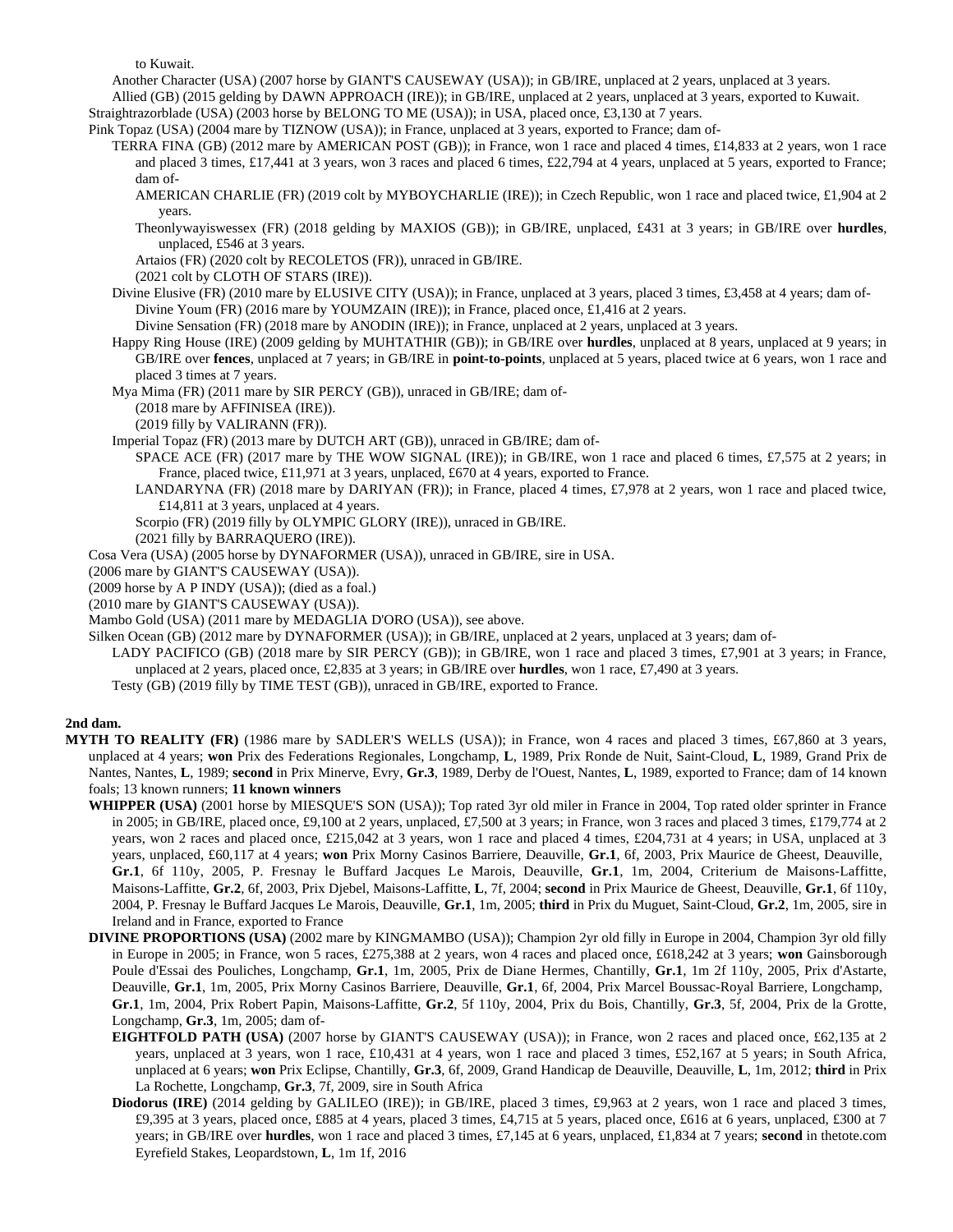to Kuwait.

Another Character (USA) (2007 horse by GIANT'S CAUSEWAY (USA)); in GB/IRE, unplaced at 2 years, unplaced at 3 years.

Allied (GB) (2015 gelding by DAWN APPROACH (IRE)); in GB/IRE, unplaced at 2 years, unplaced at 3 years, exported to Kuwait.

Straightrazorblade (USA) (2003 horse by BELONG TO ME (USA)); in USA, placed once, £3,130 at 7 years.

Pink Topaz (USA) (2004 mare by TIZNOW (USA)); in France, unplaced at 3 years, exported to France; dam of-

TERRA FINA (GB) (2012 mare by AMERICAN POST (GB)); in France, won 1 race and placed 4 times, £14,833 at 2 years, won 1 race and placed 3 times, £17,441 at 3 years, won 3 races and placed 6 times, £22,794 at 4 years, unplaced at 5 years, exported to France; dam of-

AMERICAN CHARLIE (FR) (2019 colt by MYBOYCHARLIE (IRE)); in Czech Republic, won 1 race and placed twice, £1,904 at 2 years.

Theonlywayiswessex (FR) (2018 gelding by MAXIOS (GB)); in GB/IRE, unplaced, £431 at 3 years; in GB/IRE over **hurdles**, unplaced, £546 at 3 years.

Artaios (FR) (2020 colt by RECOLETOS (FR)), unraced in GB/IRE.

(2021 colt by CLOTH OF STARS (IRE)).

Divine Elusive (FR) (2010 mare by ELUSIVE CITY (USA)); in France, unplaced at 3 years, placed 3 times, £3,458 at 4 years; dam of-

Divine Youm (FR) (2016 mare by YOUMZAIN (IRE)); in France, placed once, £1,416 at 2 years.

Divine Sensation (FR) (2018 mare by ANODIN (IRE)); in France, unplaced at 2 years, unplaced at 3 years.

Happy Ring House (IRE) (2009 gelding by MUHTATHIR (GB)); in GB/IRE over **hurdles**, unplaced at 8 years, unplaced at 9 years; in GB/IRE over **fences**, unplaced at 7 years; in GB/IRE in **point-to-points**, unplaced at 5 years, placed twice at 6 years, won 1 race and placed 3 times at 7 years.

Mya Mima (FR) (2011 mare by SIR PERCY (GB)), unraced in GB/IRE; dam of-

(2018 mare by AFFINISEA (IRE)).

(2019 filly by VALIRANN (FR)).

Imperial Topaz (FR) (2013 mare by DUTCH ART (GB)), unraced in GB/IRE; dam of-

SPACE ACE (FR) (2017 mare by THE WOW SIGNAL (IRE)); in GB/IRE, won 1 race and placed 6 times, £7,575 at 2 years; in France, placed twice, £11,971 at 3 years, unplaced, £670 at 4 years, exported to France.

LANDARYNA (FR) (2018 mare by DARIYAN (FR)); in France, placed 4 times, £7,978 at 2 years, won 1 race and placed twice, £14,811 at 3 years, unplaced at 4 years.

Scorpio (FR) (2019 filly by OLYMPIC GLORY (IRE)), unraced in GB/IRE.

(2021 filly by BARRAQUERO (IRE)).

Cosa Vera (USA) (2005 horse by DYNAFORMER (USA)), unraced in GB/IRE, sire in USA.

(2006 mare by GIANT'S CAUSEWAY (USA)).

(2009 horse by A P INDY (USA)); (died as a foal.)

(2010 mare by GIANT'S CAUSEWAY (USA)).

Mambo Gold (USA) (2011 mare by MEDAGLIA D'ORO (USA)), see above.

Silken Ocean (GB) (2012 mare by DYNAFORMER (USA)); in GB/IRE, unplaced at 2 years, unplaced at 3 years; dam of-

LADY PACIFICO (GB) (2018 mare by SIR PERCY (GB)); in GB/IRE, won 1 race and placed 3 times, £7,901 at 3 years; in France, unplaced at 2 years, placed once, £2,835 at 3 years; in GB/IRE over **hurdles**, won 1 race, £7,490 at 3 years.

Testy (GB) (2019 filly by TIME TEST (GB)), unraced in GB/IRE, exported to France.

**2nd dam.**

**MYTH TO REALITY (FR)** (1986 mare by SADLER'S WELLS (USA)); in France, won 4 races and placed 3 times, £67,860 at 3 years, unplaced at 4 years; **won** Prix des Federations Regionales, Longchamp, **L**, 1989, Prix Ronde de Nuit, Saint-Cloud, **L**, 1989, Grand Prix de Nantes, Nantes, **L**, 1989; **second** in Prix Minerve, Evry, **Gr.3**, 1989, Derby de l'Ouest, Nantes, **L**, 1989, exported to France; dam of 14 known foals; 13 known runners; **11 known winners**

**WHIPPER (USA)** (2001 horse by MIESQUE'S SON (USA)); Top rated 3yr old miler in France in 2004, Top rated older sprinter in France in 2005; in GB/IRE, placed once, £9,100 at 2 years, unplaced, £7,500 at 3 years; in France, won 3 races and placed 3 times, £179,774 at 2 years, won 2 races and placed once, £215,042 at 3 years, won 1 race and placed 4 times, £204,731 at 4 years; in USA, unplaced at 3 years, unplaced, £60,117 at 4 years; **won** Prix Morny Casinos Barriere, Deauville, **Gr.1**, 6f, 2003, Prix Maurice de Gheest, Deauville, **Gr.1**, 6f 110y, 2005, P. Fresnay le Buffard Jacques Le Marois, Deauville, **Gr.1**, 1m, 2004, Criterium de Maisons-Laffitte, Maisons-Laffitte, **Gr.2**, 6f, 2003, Prix Djebel, Maisons-Laffitte, **L**, 7f, 2004; **second** in Prix Maurice de Gheest, Deauville, **Gr.1**, 6f 110y, 2004, P. Fresnay le Buffard Jacques Le Marois, Deauville, **Gr.1**, 1m, 2005; **third** in Prix du Muguet, Saint-Cloud, **Gr.2**, 1m, 2005, sire in Ireland and in France, exported to France

**DIVINE PROPORTIONS (USA)** (2002 mare by KINGMAMBO (USA)); Champion 2yr old filly in Europe in 2004, Champion 3yr old filly in Europe in 2005; in France, won 5 races, £275,388 at 2 years, won 4 races and placed once, £618,242 at 3 years; **won** Gainsborough Poule d'Essai des Pouliches, Longchamp, **Gr.1**, 1m, 2005, Prix de Diane Hermes, Chantilly, **Gr.1**, 1m 2f 110y, 2005, Prix d'Astarte, Deauville, **Gr.1**, 1m, 2005, Prix Morny Casinos Barriere, Deauville, **Gr.1**, 6f, 2004, Prix Marcel Boussac-Royal Barriere, Longchamp, **Gr.1**, 1m, 2004, Prix Robert Papin, Maisons-Laffitte, **Gr.2**, 5f 110y, 2004, Prix du Bois, Chantilly, **Gr.3**, 5f, 2004, Prix de la Grotte, Longchamp, **Gr.3**, 1m, 2005; dam of-

**EIGHTFOLD PATH (USA)** (2007 horse by GIANT'S CAUSEWAY (USA)); in France, won 2 races and placed once, £62,135 at 2 years, unplaced at 3 years, won 1 race, £10,431 at 4 years, won 1 race and placed 3 times, £52,167 at 5 years; in South Africa, unplaced at 6 years; **won** Prix Eclipse, Chantilly, **Gr.3**, 6f, 2009, Grand Handicap de Deauville, Deauville, **L**, 1m, 2012; **third** in Prix La Rochette, Longchamp, **Gr.3**, 7f, 2009, sire in South Africa

**Diodorus (IRE)** (2014 gelding by GALILEO (IRE)); in GB/IRE, placed 3 times, £9,963 at 2 years, won 1 race and placed 3 times, £9,395 at 3 years, placed once, £885 at 4 years, placed 3 times, £4,715 at 5 years, placed once, £616 at 6 years, unplaced, £300 at 7 years; in GB/IRE over **hurdles**, won 1 race and placed 3 times, £7,145 at 6 years, unplaced, £1,834 at 7 years; **second** in thetote.com Eyrefield Stakes, Leopardstown, **L**, 1m 1f, 2016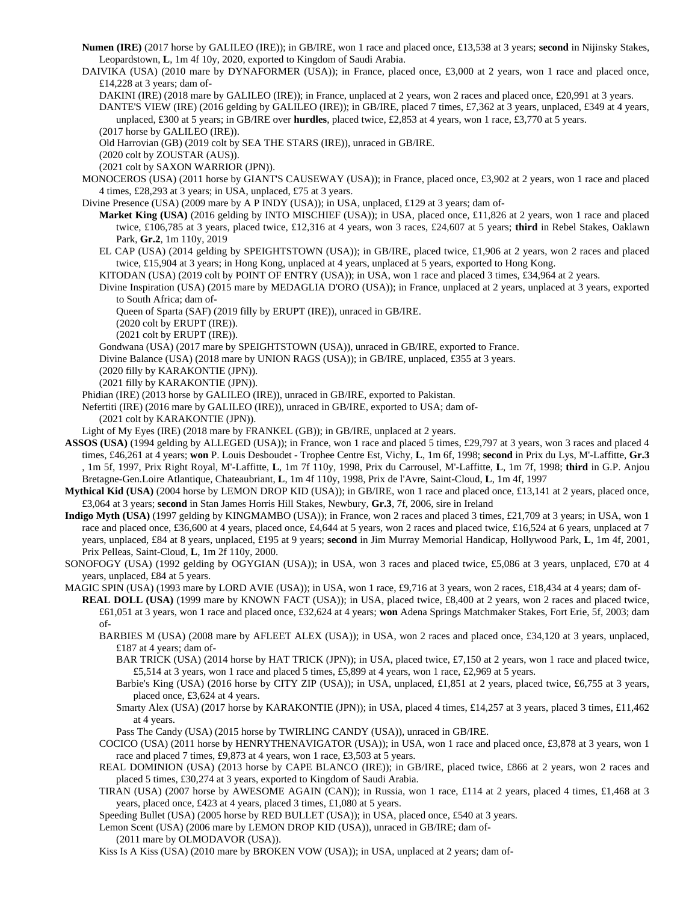**Numen (IRE)** (2017 horse by GALILEO (IRE)); in GB/IRE, won 1 race and placed once, £13,538 at 3 years; **second** in Nijinsky Stakes, Leopardstown, **L**, 1m 4f 10y, 2020, exported to Kingdom of Saudi Arabia.

DAIVIKA (USA) (2010 mare by DYNAFORMER (USA)); in France, placed once, £3,000 at 2 years, won 1 race and placed once, £14,228 at 3 years; dam of-

DAKINI (IRE) (2018 mare by GALILEO (IRE)); in France, unplaced at 2 years, won 2 races and placed once, £20,991 at 3 years.

DANTE'S VIEW (IRE) (2016 gelding by GALILEO (IRE)); in GB/IRE, placed 7 times, £7,362 at 3 years, unplaced, £349 at 4 years, unplaced, £300 at 5 years; in GB/IRE over **hurdles**, placed twice, £2,853 at 4 years, won 1 race, £3,770 at 5 years.

(2017 horse by GALILEO (IRE)).

Old Harrovian (GB) (2019 colt by SEA THE STARS (IRE)), unraced in GB/IRE.

(2020 colt by ZOUSTAR (AUS)).

(2021 colt by SAXON WARRIOR (JPN)).

MONOCEROS (USA) (2011 horse by GIANT'S CAUSEWAY (USA)); in France, placed once, £3,902 at 2 years, won 1 race and placed 4 times, £28,293 at 3 years; in USA, unplaced, £75 at 3 years.

Divine Presence (USA) (2009 mare by A P INDY (USA)); in USA, unplaced, £129 at 3 years; dam of-

**Market King (USA)** (2016 gelding by INTO MISCHIEF (USA)); in USA, placed once, £11,826 at 2 years, won 1 race and placed twice, £106,785 at 3 years, placed twice, £12,316 at 4 years, won 3 races, £24,607 at 5 years; **third** in Rebel Stakes, Oaklawn Park, **Gr.2**, 1m 110y, 2019

EL CAP (USA) (2014 gelding by SPEIGHTSTOWN (USA)); in GB/IRE, placed twice, £1,906 at 2 years, won 2 races and placed twice, £15,904 at 3 years; in Hong Kong, unplaced at 4 years, unplaced at 5 years, exported to Hong Kong.

KITODAN (USA) (2019 colt by POINT OF ENTRY (USA)); in USA, won 1 race and placed 3 times, £34,964 at 2 years.

Divine Inspiration (USA) (2015 mare by MEDAGLIA D'ORO (USA)); in France, unplaced at 2 years, unplaced at 3 years, exported to South Africa; dam of-

Queen of Sparta (SAF) (2019 filly by ERUPT (IRE)), unraced in GB/IRE.

(2020 colt by ERUPT (IRE)).

(2021 colt by ERUPT (IRE)).

Gondwana (USA) (2017 mare by SPEIGHTSTOWN (USA)), unraced in GB/IRE, exported to France.

Divine Balance (USA) (2018 mare by UNION RAGS (USA)); in GB/IRE, unplaced, £355 at 3 years.

(2020 filly by KARAKONTIE (JPN)).

(2021 filly by KARAKONTIE (JPN)).

Phidian (IRE) (2013 horse by GALILEO (IRE)), unraced in GB/IRE, exported to Pakistan.

Nefertiti (IRE) (2016 mare by GALILEO (IRE)), unraced in GB/IRE, exported to USA; dam of-

(2021 colt by KARAKONTIE (JPN)).

Light of My Eyes (IRE) (2018 mare by FRANKEL (GB)); in GB/IRE, unplaced at 2 years.

**ASSOS (USA)** (1994 gelding by ALLEGED (USA)); in France, won 1 race and placed 5 times, £29,797 at 3 years, won 3 races and placed 4 times, £46,261 at 4 years; **won** P. Louis Desboudet - Trophee Centre Est, Vichy, **L**, 1m 6f, 1998; **second** in Prix du Lys, M'-Laffitte, **Gr.3**, 1m 5f, 1997, Prix Right Royal, M'-Laffitte, **L**, 1m 7f 110y, 1998, Prix du Carrousel, M'-Laffitte, **L**, 1m 7f, 1998; **third** in G.P. Anjou Bretagne-Gen.Loire Atlantique, Chateaubriant, **L**, 1m 4f 110y, 1998, Prix de l'Avre, Saint-Cloud, **L**, 1m 4f, 1997

**Mythical Kid (USA)** (2004 horse by LEMON DROP KID (USA)); in GB/IRE, won 1 race and placed once, £13,141 at 2 years, placed once, £3,064 at 3 years; **second** in Stan James Horris Hill Stakes, Newbury, **Gr.3**, 7f, 2006, sire in Ireland

**Indigo Myth (USA)** (1997 gelding by KINGMAMBO (USA)); in France, won 2 races and placed 3 times, £21,709 at 3 years; in USA, won 1 race and placed once, £36,600 at 4 years, placed once, £4,644 at 5 years, won 2 races and placed twice, £16,524 at 6 years, unplaced at 7 years, unplaced, £84 at 8 years, unplaced, £195 at 9 years; **second** in Jim Murray Memorial Handicap, Hollywood Park, **L**, 1m 4f, 2001, Prix Pelleas, Saint-Cloud, **L**, 1m 2f 110y, 2000.

SONOFOGY (USA) (1992 gelding by OGYGIAN (USA)); in USA, won 3 races and placed twice, £5,086 at 3 years, unplaced, £70 at 4 years, unplaced, £84 at 5 years.

MAGIC SPIN (USA) (1993 mare by LORD AVIE (USA)); in USA, won 1 race, £9,716 at 3 years, won 2 races, £18,434 at 4 years; dam of-

**REAL DOLL (USA)** (1999 mare by KNOWN FACT (USA)); in USA, placed twice, £8,400 at 2 years, won 2 races and placed twice, £61,051 at 3 years, won 1 race and placed once, £32,624 at 4 years; **won** Adena Springs Matchmaker Stakes, Fort Erie, 5f, 2003; dam of-

BARBIES M (USA) (2008 mare by AFLEET ALEX (USA)); in USA, won 2 races and placed once, £34,120 at 3 years, unplaced, £187 at 4 years; dam of-

BAR TRICK (USA) (2014 horse by HAT TRICK (JPN)); in USA, placed twice, £7,150 at 2 years, won 1 race and placed twice, £5,514 at 3 years, won 1 race and placed 5 times, £5,899 at 4 years, won 1 race, £2,969 at 5 years.

Barbie's King (USA) (2016 horse by CITY ZIP (USA)); in USA, unplaced, £1,851 at 2 years, placed twice, £6,755 at 3 years, placed once, £3,624 at 4 years.

Smarty Alex (USA) (2017 horse by KARAKONTIE (JPN)); in USA, placed 4 times, £14,257 at 3 years, placed 3 times, £11,462 at 4 years.

Pass The Candy (USA) (2015 horse by TWIRLING CANDY (USA)), unraced in GB/IRE.

COCICO (USA) (2011 horse by HENRYTHENAVIGATOR (USA)); in USA, won 1 race and placed once, £3,878 at 3 years, won 1 race and placed 7 times, £9,873 at 4 years, won 1 race, £3,503 at 5 years.

REAL DOMINION (USA) (2013 horse by CAPE BLANCO (IRE)); in GB/IRE, placed twice, £866 at 2 years, won 2 races and placed 5 times, £30,274 at 3 years, exported to Kingdom of Saudi Arabia.

TIRAN (USA) (2007 horse by AWESOME AGAIN (CAN)); in Russia, won 1 race, £114 at 2 years, placed 4 times, £1,468 at 3 years, placed once, £423 at 4 years, placed 3 times, £1,080 at 5 years.

Speeding Bullet (USA) (2005 horse by RED BULLET (USA)); in USA, placed once, £540 at 3 years.

Lemon Scent (USA) (2006 mare by LEMON DROP KID (USA)), unraced in GB/IRE; dam of-

(2011 mare by OLMODAVOR (USA)).

Kiss Is A Kiss (USA) (2010 mare by BROKEN VOW (USA)); in USA, unplaced at 2 years; dam of-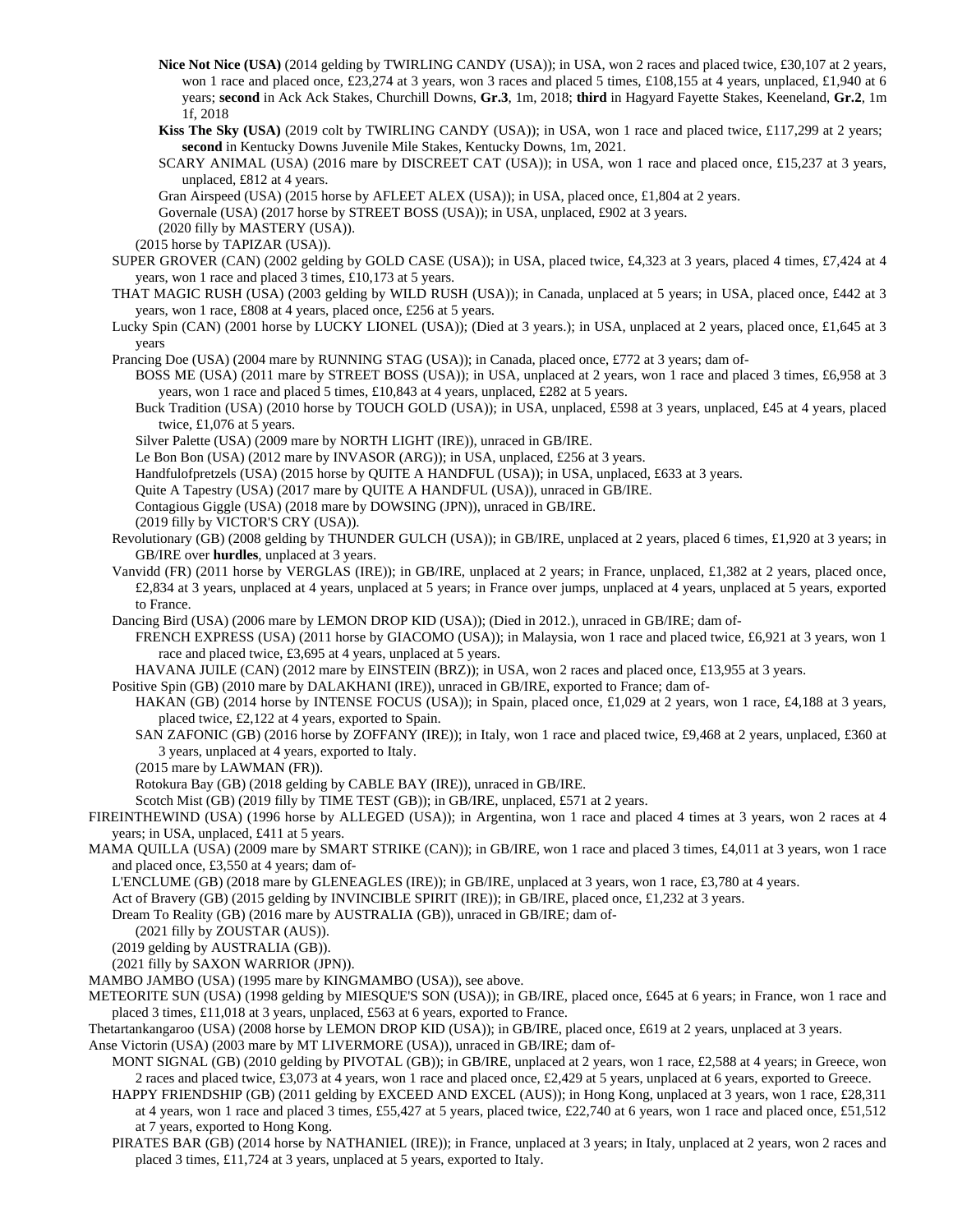**Nice Not Nice (USA)** (2014 gelding by TWIRLING CANDY (USA)); in USA, won 2 races and placed twice, £30,107 at 2 years, won 1 race and placed once, £23,274 at 3 years, won 3 races and placed 5 times, £108,155 at 4 years, unplaced, £1,940 at 6 years; **second** in Ack Ack Stakes, Churchill Downs, **Gr.3**, 1m, 2018; **third** in Hagyard Fayette Stakes, Keeneland, **Gr.2**, 1m 1f, 2018

**Kiss The Sky (USA)** (2019 colt by TWIRLING CANDY (USA)); in USA, won 1 race and placed twice, £117,299 at 2 years; **second** in Kentucky Downs Juvenile Mile Stakes, Kentucky Downs, 1m, 2021.

SCARY ANIMAL (USA) (2016 mare by DISCREET CAT (USA)); in USA, won 1 race and placed once, £15,237 at 3 years, unplaced, £812 at 4 years.

Gran Airspeed (USA) (2015 horse by AFLEET ALEX (USA)); in USA, placed once, £1,804 at 2 years.

Governale (USA) (2017 horse by STREET BOSS (USA)); in USA, unplaced, £902 at 3 years.

(2020 filly by MASTERY (USA)).

(2015 horse by TAPIZAR (USA)).

SUPER GROVER (CAN) (2002 gelding by GOLD CASE (USA)); in USA, placed twice, £4,323 at 3 years, placed 4 times, £7,424 at 4 years, won 1 race and placed 3 times, £10,173 at 5 years.

THAT MAGIC RUSH (USA) (2003 gelding by WILD RUSH (USA)); in Canada, unplaced at 5 years; in USA, placed once, £442 at 3 years, won 1 race, £808 at 4 years, placed once, £256 at 5 years.

Lucky Spin (CAN) (2001 horse by LUCKY LIONEL (USA)); (Died at 3 years.); in USA, unplaced at 2 years, placed once, £1,645 at 3 years

Prancing Doe (USA) (2004 mare by RUNNING STAG (USA)); in Canada, placed once, £772 at 3 years; dam of-

BOSS ME (USA) (2011 mare by STREET BOSS (USA)); in USA, unplaced at 2 years, won 1 race and placed 3 times, £6,958 at 3 years, won 1 race and placed 5 times, £10,843 at 4 years, unplaced, £282 at 5 years.

Buck Tradition (USA) (2010 horse by TOUCH GOLD (USA)); in USA, unplaced, £598 at 3 years, unplaced, £45 at 4 years, placed twice, £1,076 at 5 years.

Silver Palette (USA) (2009 mare by NORTH LIGHT (IRE)), unraced in GB/IRE.

Le Bon Bon (USA) (2012 mare by INVASOR (ARG)); in USA, unplaced, £256 at 3 years.

Handfulofpretzels (USA) (2015 horse by QUITE A HANDFUL (USA)); in USA, unplaced, £633 at 3 years.

Quite A Tapestry (USA) (2017 mare by QUITE A HANDFUL (USA)), unraced in GB/IRE.

Contagious Giggle (USA) (2018 mare by DOWSING (JPN)), unraced in GB/IRE.

(2019 filly by VICTOR'S CRY (USA)).

Revolutionary (GB) (2008 gelding by THUNDER GULCH (USA)); in GB/IRE, unplaced at 2 years, placed 6 times, £1,920 at 3 years; in GB/IRE over **hurdles**, unplaced at 3 years.

Vanvidd (FR) (2011 horse by VERGLAS (IRE)); in GB/IRE, unplaced at 2 years; in France, unplaced, £1,382 at 2 years, placed once, £2,834 at 3 years, unplaced at 4 years, unplaced at 5 years; in France over jumps, unplaced at 4 years, unplaced at 5 years, exported to France.

Dancing Bird (USA) (2006 mare by LEMON DROP KID (USA)); (Died in 2012.), unraced in GB/IRE; dam of-

FRENCH EXPRESS (USA) (2011 horse by GIACOMO (USA)); in Malaysia, won 1 race and placed twice, £6,921 at 3 years, won 1 race and placed twice, £3,695 at 4 years, unplaced at 5 years.

HAVANA JUILE (CAN) (2012 mare by EINSTEIN (BRZ)); in USA, won 2 races and placed once, £13,955 at 3 years.

Positive Spin (GB) (2010 mare by DALAKHANI (IRE)), unraced in GB/IRE, exported to France; dam of-

HAKAN (GB) (2014 horse by INTENSE FOCUS (USA)); in Spain, placed once, £1,029 at 2 years, won 1 race, £4,188 at 3 years, placed twice, £2,122 at 4 years, exported to Spain.

SAN ZAFONIC (GB) (2016 horse by ZOFFANY (IRE)); in Italy, won 1 race and placed twice, £9,468 at 2 years, unplaced, £360 at 3 years, unplaced at 4 years, exported to Italy.

(2015 mare by LAWMAN (FR)).

Rotokura Bay (GB) (2018 gelding by CABLE BAY (IRE)), unraced in GB/IRE.

Scotch Mist (GB) (2019 filly by TIME TEST (GB)); in GB/IRE, unplaced, £571 at 2 years.

FIREINTHEWIND (USA) (1996 horse by ALLEGED (USA)); in Argentina, won 1 race and placed 4 times at 3 years, won 2 races at 4 years; in USA, unplaced, £411 at 5 years.

MAMA QUILLA (USA) (2009 mare by SMART STRIKE (CAN)); in GB/IRE, won 1 race and placed 3 times, £4,011 at 3 years, won 1 race and placed once, £3,550 at 4 years; dam of-

L'ENCLUME (GB) (2018 mare by GLENEAGLES (IRE)); in GB/IRE, unplaced at 3 years, won 1 race, £3,780 at 4 years.

Act of Bravery (GB) (2015 gelding by INVINCIBLE SPIRIT (IRE)); in GB/IRE, placed once, £1,232 at 3 years.

Dream To Reality (GB) (2016 mare by AUSTRALIA (GB)), unraced in GB/IRE; dam of-

(2021 filly by ZOUSTAR (AUS)).

(2019 gelding by AUSTRALIA (GB)).

(2021 filly by SAXON WARRIOR (JPN)).

MAMBO JAMBO (USA) (1995 mare by KINGMAMBO (USA)), see above.

METEORITE SUN (USA) (1998 gelding by MIESQUE'S SON (USA)); in GB/IRE, placed once, £645 at 6 years; in France, won 1 race and placed 3 times, £11,018 at 3 years, unplaced, £563 at 6 years, exported to France.

Thetartankangaroo (USA) (2008 horse by LEMON DROP KID (USA)); in GB/IRE, placed once, £619 at 2 years, unplaced at 3 years.

Anse Victorin (USA) (2003 mare by MT LIVERMORE (USA)), unraced in GB/IRE; dam of-

MONT SIGNAL (GB) (2010 gelding by PIVOTAL (GB)); in GB/IRE, unplaced at 2 years, won 1 race, £2,588 at 4 years; in Greece, won 2 races and placed twice, £3,073 at 4 years, won 1 race and placed once, £2,429 at 5 years, unplaced at 6 years, exported to Greece.

HAPPY FRIENDSHIP (GB) (2011 gelding by EXCEED AND EXCEL (AUS)); in Hong Kong, unplaced at 3 years, won 1 race, £28,311 at 4 years, won 1 race and placed 3 times, £55,427 at 5 years, placed twice, £22,740 at 6 years, won 1 race and placed once, £51,512 at 7 years, exported to Hong Kong.

PIRATES BAR (GB) (2014 horse by NATHANIEL (IRE)); in France, unplaced at 3 years; in Italy, unplaced at 2 years, won 2 races and placed 3 times, £11,724 at 3 years, unplaced at 5 years, exported to Italy.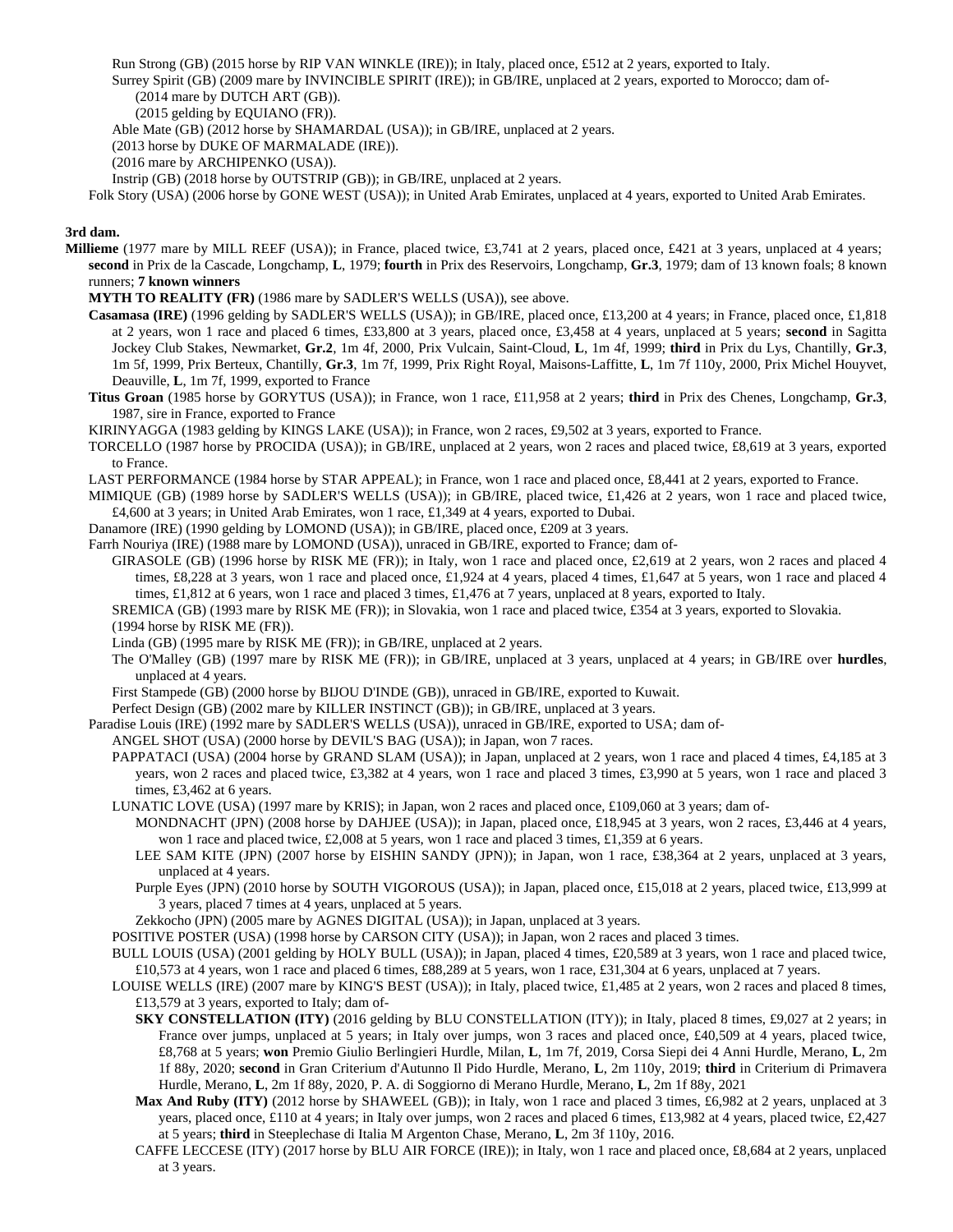Run Strong (GB) (2015 horse by RIP VAN WINKLE (IRE)); in Italy, placed once, £512 at 2 years, exported to Italy.

Surrey Spirit (GB) (2009 mare by INVINCIBLE SPIRIT (IRE)); in GB/IRE, unplaced at 2 years, exported to Morocco; dam of-

(2014 mare by DUTCH ART (GB)).

(2015 gelding by EQUIANO (FR)).

Able Mate (GB) (2012 horse by SHAMARDAL (USA)); in GB/IRE, unplaced at 2 years.

(2013 horse by DUKE OF MARMALADE (IRE)).

(2016 mare by ARCHIPENKO (USA)).

Instrip (GB) (2018 horse by OUTSTRIP (GB)); in GB/IRE, unplaced at 2 years.

Folk Story (USA) (2006 horse by GONE WEST (USA)); in United Arab Emirates, unplaced at 4 years, exported to United Arab Emirates.

**3rd dam.**

**Millieme** (1977 mare by MILL REEF (USA)); in France, placed twice, £3,741 at 2 years, placed once, £421 at 3 years, unplaced at 4 years; **second** in Prix de la Cascade, Longchamp, **L**, 1979; **fourth** in Prix des Reservoirs, Longchamp, **Gr.3**, 1979; dam of 13 known foals; 8 known runners; **7 known winners**

**MYTH TO REALITY (FR)** (1986 mare by SADLER'S WELLS (USA)), see above.

**Casamasa (IRE)** (1996 gelding by SADLER'S WELLS (USA)); in GB/IRE, placed once, £13,200 at 4 years; in France, placed once, £1,818 at 2 years, won 1 race and placed 6 times, £33,800 at 3 years, placed once, £3,458 at 4 years, unplaced at 5 years; **second** in Sagitta Jockey Club Stakes, Newmarket, **Gr.2**, 1m 4f, 2000, Prix Vulcain, Saint-Cloud, **L**, 1m 4f, 1999; **third** in Prix du Lys, Chantilly, **Gr.3**, 1m 5f, 1999, Prix Berteux, Chantilly, **Gr.3**, 1m 7f, 1999, Prix Right Royal, Maisons-Laffitte, **L**, 1m 7f 110y, 2000, Prix Michel Houyvet, Deauville, **L**, 1m 7f, 1999, exported to France

**Titus Groan** (1985 horse by GORYTUS (USA)); in France, won 1 race, £11,958 at 2 years; **third** in Prix des Chenes, Longchamp, **Gr.3**, 1987, sire in France, exported to France

KIRINYAGGA (1983 gelding by KINGS LAKE (USA)); in France, won 2 races, £9,502 at 3 years, exported to France.

TORCELLO (1987 horse by PROCIDA (USA)); in GB/IRE, unplaced at 2 years, won 2 races and placed twice, £8,619 at 3 years, exported to France.

LAST PERFORMANCE (1984 horse by STAR APPEAL); in France, won 1 race and placed once, £8,441 at 2 years, exported to France.

MIMIQUE (GB) (1989 horse by SADLER'S WELLS (USA)); in GB/IRE, placed twice, £1,426 at 2 years, won 1 race and placed twice, £4,600 at 3 years; in United Arab Emirates, won 1 race, £1,349 at 4 years, exported to Dubai.

Danamore (IRE) (1990 gelding by LOMOND (USA)); in GB/IRE, placed once, £209 at 3 years.

Farrh Nouriya (IRE) (1988 mare by LOMOND (USA)), unraced in GB/IRE, exported to France; dam of-

GIRASOLE (GB) (1996 horse by RISK ME (FR)); in Italy, won 1 race and placed once, £2,619 at 2 years, won 2 races and placed 4 times, £8,228 at 3 years, won 1 race and placed once, £1,924 at 4 years, placed 4 times, £1,647 at 5 years, won 1 race and placed 4 times, £1,812 at 6 years, won 1 race and placed 3 times, £1,476 at 7 years, unplaced at 8 years, exported to Italy.

SREMICA (GB) (1993 mare by RISK ME (FR)); in Slovakia, won 1 race and placed twice, £354 at 3 years, exported to Slovakia.

(1994 horse by RISK ME (FR)).

Linda (GB) (1995 mare by RISK ME (FR)); in GB/IRE, unplaced at 2 years.

The O'Malley (GB) (1997 mare by RISK ME (FR)); in GB/IRE, unplaced at 3 years, unplaced at 4 years; in GB/IRE over **hurdles**, unplaced at 4 years.

First Stampede (GB) (2000 horse by BIJOU D'INDE (GB)), unraced in GB/IRE, exported to Kuwait.

Perfect Design (GB) (2002 mare by KILLER INSTINCT (GB)); in GB/IRE, unplaced at 3 years.

Paradise Louis (IRE) (1992 mare by SADLER'S WELLS (USA)), unraced in GB/IRE, exported to USA; dam of-

ANGEL SHOT (USA) (2000 horse by DEVIL'S BAG (USA)); in Japan, won 7 races.

PAPPATACI (USA) (2004 horse by GRAND SLAM (USA)); in Japan, unplaced at 2 years, won 1 race and placed 4 times, £4,185 at 3 years, won 2 races and placed twice, £3,382 at 4 years, won 1 race and placed 3 times, £3,990 at 5 years, won 1 race and placed 3 times, £3,462 at 6 years.

LUNATIC LOVE (USA) (1997 mare by KRIS); in Japan, won 2 races and placed once, £109,060 at 3 years; dam of-

MONDNACHT (JPN) (2008 horse by DAHJEE (USA)); in Japan, placed once, £18,945 at 3 years, won 2 races, £3,446 at 4 years, won 1 race and placed twice, £2,008 at 5 years, won 1 race and placed 3 times, £1,359 at 6 years.

LEE SAM KITE (JPN) (2007 horse by EISHIN SANDY (JPN)); in Japan, won 1 race, £38,364 at 2 years, unplaced at 3 years, unplaced at 4 years.

Purple Eyes (JPN) (2010 horse by SOUTH VIGOROUS (USA)); in Japan, placed once, £15,018 at 2 years, placed twice, £13,999 at 3 years, placed 7 times at 4 years, unplaced at 5 years.

Zekkocho (JPN) (2005 mare by AGNES DIGITAL (USA)); in Japan, unplaced at 3 years.

POSITIVE POSTER (USA) (1998 horse by CARSON CITY (USA)); in Japan, won 2 races and placed 3 times.

BULL LOUIS (USA) (2001 gelding by HOLY BULL (USA)); in Japan, placed 4 times, £20,589 at 3 years, won 1 race and placed twice, £10,573 at 4 years, won 1 race and placed 6 times, £88,289 at 5 years, won 1 race, £31,304 at 6 years, unplaced at 7 years.

LOUISE WELLS (IRE) (2007 mare by KING'S BEST (USA)); in Italy, placed twice, £1,485 at 2 years, won 2 races and placed 8 times, £13,579 at 3 years, exported to Italy; dam of-

**SKY CONSTELLATION (ITY)** (2016 gelding by BLU CONSTELLATION (ITY)); in Italy, placed 8 times, £9,027 at 2 years; in France over jumps, unplaced at 5 years; in Italy over jumps, won 3 races and placed once, £40,509 at 4 years, placed twice, £8,768 at 5 years; **won** Premio Giulio Berlingieri Hurdle, Milan, **L**, 1m 7f, 2019, Corsa Siepi dei 4 Anni Hurdle, Merano, **L**, 2m 1f 88y, 2020; **second** in Gran Criterium d'Autunno Il Pido Hurdle, Merano, **L**, 2m 110y, 2019; **third** in Criterium di Primavera Hurdle, Merano, **L**, 2m 1f 88y, 2020, P. A. di Soggiorno di Merano Hurdle, Merano, **L**, 2m 1f 88y, 2021

**Max And Ruby (ITY)** (2012 horse by SHAWEEL (GB)); in Italy, won 1 race and placed 3 times, £6,982 at 2 years, unplaced at 3 years, placed once, £110 at 4 years; in Italy over jumps, won 2 races and placed 6 times, £13,982 at 4 years, placed twice, £2,427 at 5 years; **third** in Steeplechase di Italia M Argenton Chase, Merano, **L**, 2m 3f 110y, 2016.

CAFFE LECCESE (ITY) (2017 horse by BLU AIR FORCE (IRE)); in Italy, won 1 race and placed once, £8,684 at 2 years, unplaced at 3 years.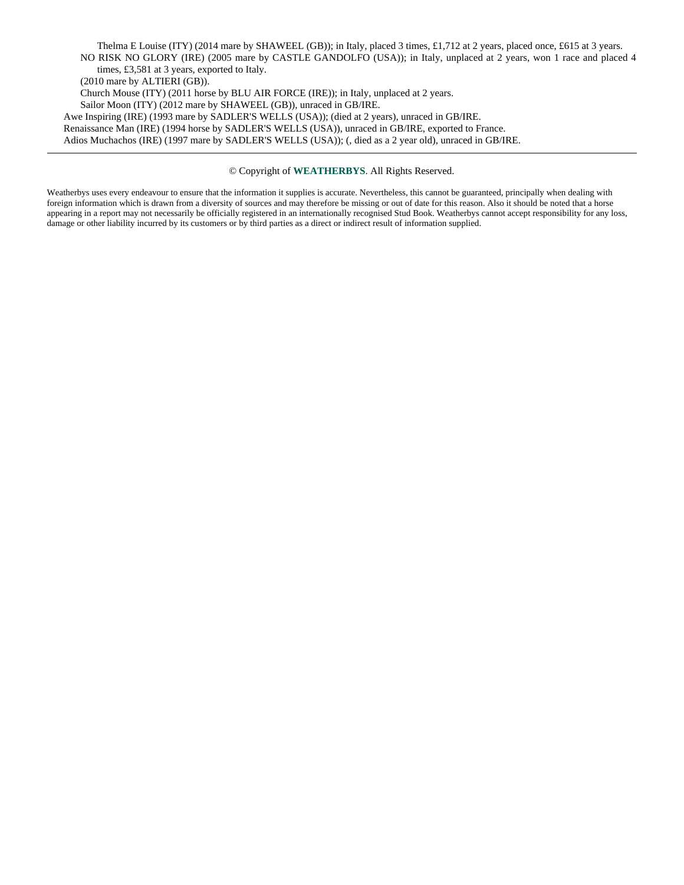Thelma E Louise (ITY) (2014 mare by SHAWEEL (GB)); in Italy, placed 3 times, £1,712 at 2 years, placed once, £615 at 3 years.

NO RISK NO GLORY (IRE) (2005 mare by CASTLE GANDOLFO (USA)); in Italy, unplaced at 2 years, won 1 race and placed 4 times, £3,581 at 3 years, exported to Italy.

(2010 mare by ALTIERI (GB)).

Church Mouse (ITY) (2011 horse by BLU AIR FORCE (IRE)); in Italy, unplaced at 2 years.

Sailor Moon (ITY) (2012 mare by SHAWEEL (GB)), unraced in GB/IRE.

Awe Inspiring (IRE) (1993 mare by SADLER'S WELLS (USA)); (died at 2 years), unraced in GB/IRE.

Renaissance Man (IRE) (1994 horse by SADLER'S WELLS (USA)), unraced in GB/IRE, exported to France.

Adios Muchachos (IRE) (1997 mare by SADLER'S WELLS (USA)); (, died as a 2 year old), unraced in GB/IRE.

---

© Copyright of **WEATHERBYS**. All Rights Reserved.

Weatherbys uses every endeavour to ensure that the information it supplies is accurate. Nevertheless, this cannot be guaranteed, principally when dealing with foreign information which is drawn from a diversity of sources and may therefore be missing or out of date for this reason. Also it should be noted that a horse appearing in a report may not necessarily be officially registered in an internationally recognised Stud Book. Weatherbys cannot accept responsibility for any loss, damage or other liability incurred by its customers or by third parties as a direct or indirect result of information supplied.